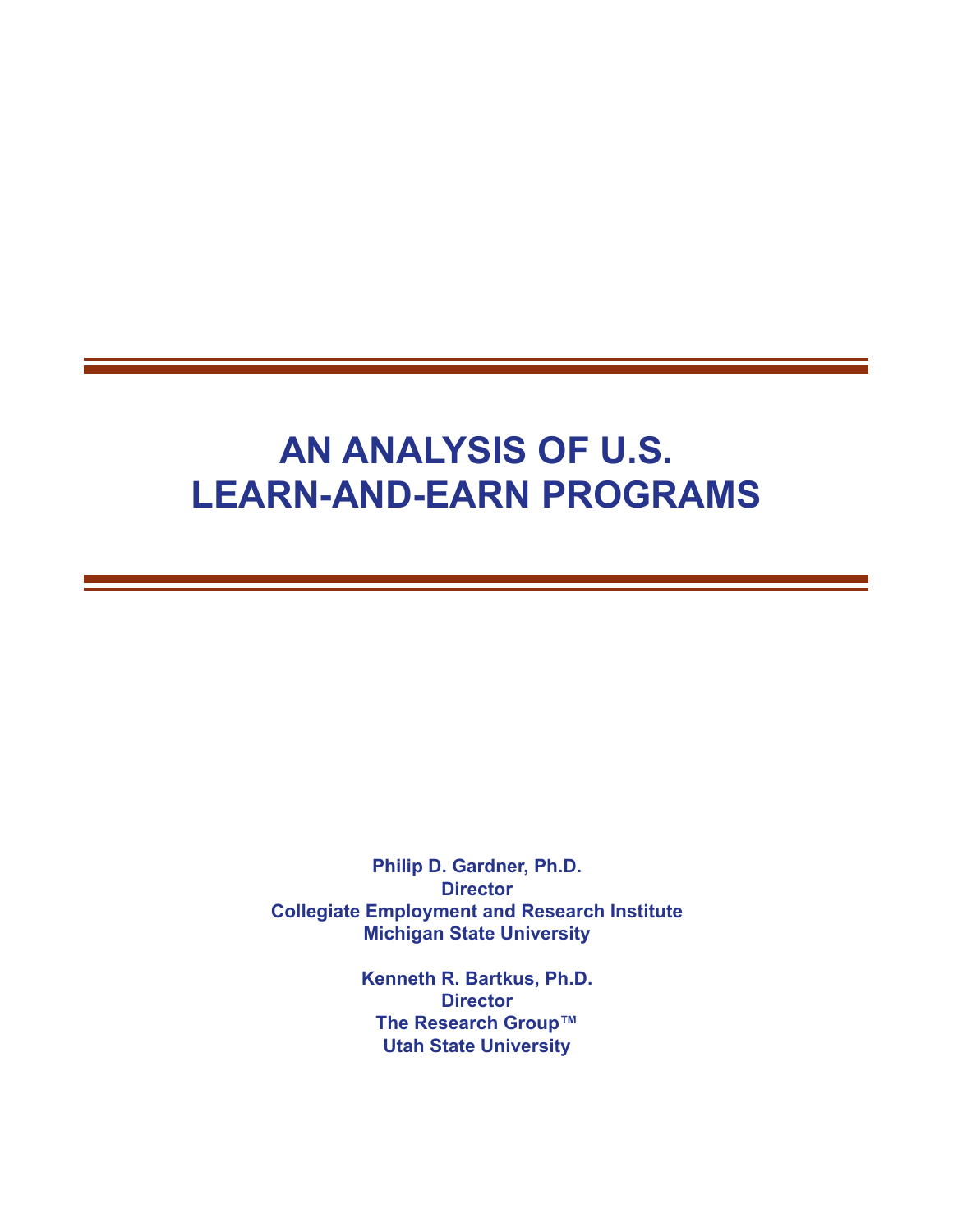# AN ANALYSIS OF U.S. LEARN-AND-EARN PROGRAMS

**Philip D. Gardner, Ph.D.**
**Director**
**Collegiate Employment and Research Institute**
**Michigan State University**

**Kenneth R. Bartkus, Ph.D.**
**Director**
**The Research Group™**
**Utah State University**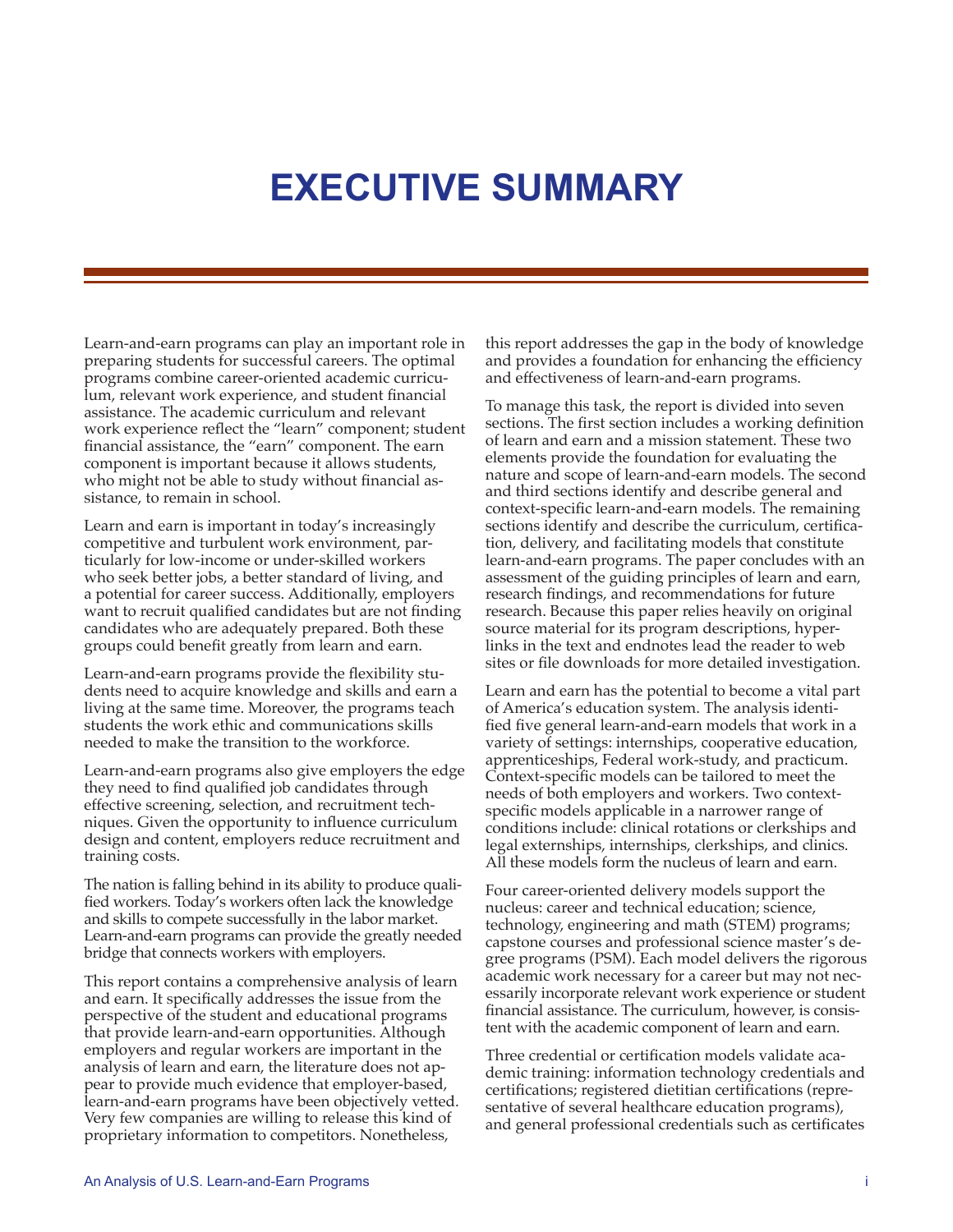# EXECUTIVE SUMMARY

Learn-and-earn programs can play an important role in preparing students for successful careers. The optimal programs combine career-oriented academic curriculum, relevant work experience, and student financial assistance. The academic curriculum and relevant work experience reflect the "learn" component; student financial assistance, the "earn" component. The earn component is important because it allows students, who might not be able to study without financial assistance, to remain in school.

Learn and earn is important in today's increasingly competitive and turbulent work environment, particularly for low-income or under-skilled workers who seek better jobs, a better standard of living, and a potential for career success. Additionally, employers want to recruit qualified candidates but are not finding candidates who are adequately prepared. Both these groups could benefit greatly from learn and earn.

Learn-and-earn programs provide the flexibility students need to acquire knowledge and skills and earn a living at the same time. Moreover, the programs teach students the work ethic and communications skills needed to make the transition to the workforce.

Learn-and-earn programs also give employers the edge they need to find qualified job candidates through effective screening, selection, and recruitment techniques. Given the opportunity to influence curriculum design and content, employers reduce recruitment and training costs.

The nation is falling behind in its ability to produce qualified workers. Today's workers often lack the knowledge and skills to compete successfully in the labor market. Learn-and-earn programs can provide the greatly needed bridge that connects workers with employers.

This report contains a comprehensive analysis of learn and earn. It specifically addresses the issue from the perspective of the student and educational programs that provide learn-and-earn opportunities. Although employers and regular workers are important in the analysis of learn and earn, the literature does not appear to provide much evidence that employer-based, learn-and-earn programs have been objectively vetted. Very few companies are willing to release this kind of proprietary information to competitors. Nonetheless, this report addresses the gap in the body of knowledge and provides a foundation for enhancing the efficiency and effectiveness of learn-and-earn programs.

To manage this task, the report is divided into seven sections. The first section includes a working definition of learn and earn and a mission statement. These two elements provide the foundation for evaluating the nature and scope of learn-and-earn models. The second and third sections identify and describe general and context-specific learn-and-earn models. The remaining sections identify and describe the curriculum, certification, delivery, and facilitating models that constitute learn-and-earn programs. The paper concludes with an assessment of the guiding principles of learn and earn, research findings, and recommendations for future research. Because this paper relies heavily on original source material for its program descriptions, hyperlinks in the text and endnotes lead the reader to web sites or file downloads for more detailed investigation.

Learn and earn has the potential to become a vital part of America's education system. The analysis identified five general learn-and-earn models that work in a variety of settings: internships, cooperative education, apprenticeships, Federal work-study, and practicum. Context-specific models can be tailored to meet the needs of both employers and workers. Two context-specific models applicable in a narrower range of conditions include: clinical rotations or clerkships and legal externships, internships, clerkships, and clinics. All these models form the nucleus of learn and earn.

Four career-oriented delivery models support the nucleus: career and technical education; science, technology, engineering and math (STEM) programs; capstone courses and professional science master's degree programs (PSM). Each model delivers the rigorous academic work necessary for a career but may not necessarily incorporate relevant work experience or student financial assistance. The curriculum, however, is consistent with the academic component of learn and earn.

Three credential or certification models validate academic training: information technology credentials and certifications; registered dietitian certifications (representative of several healthcare education programs), and general professional credentials such as certificates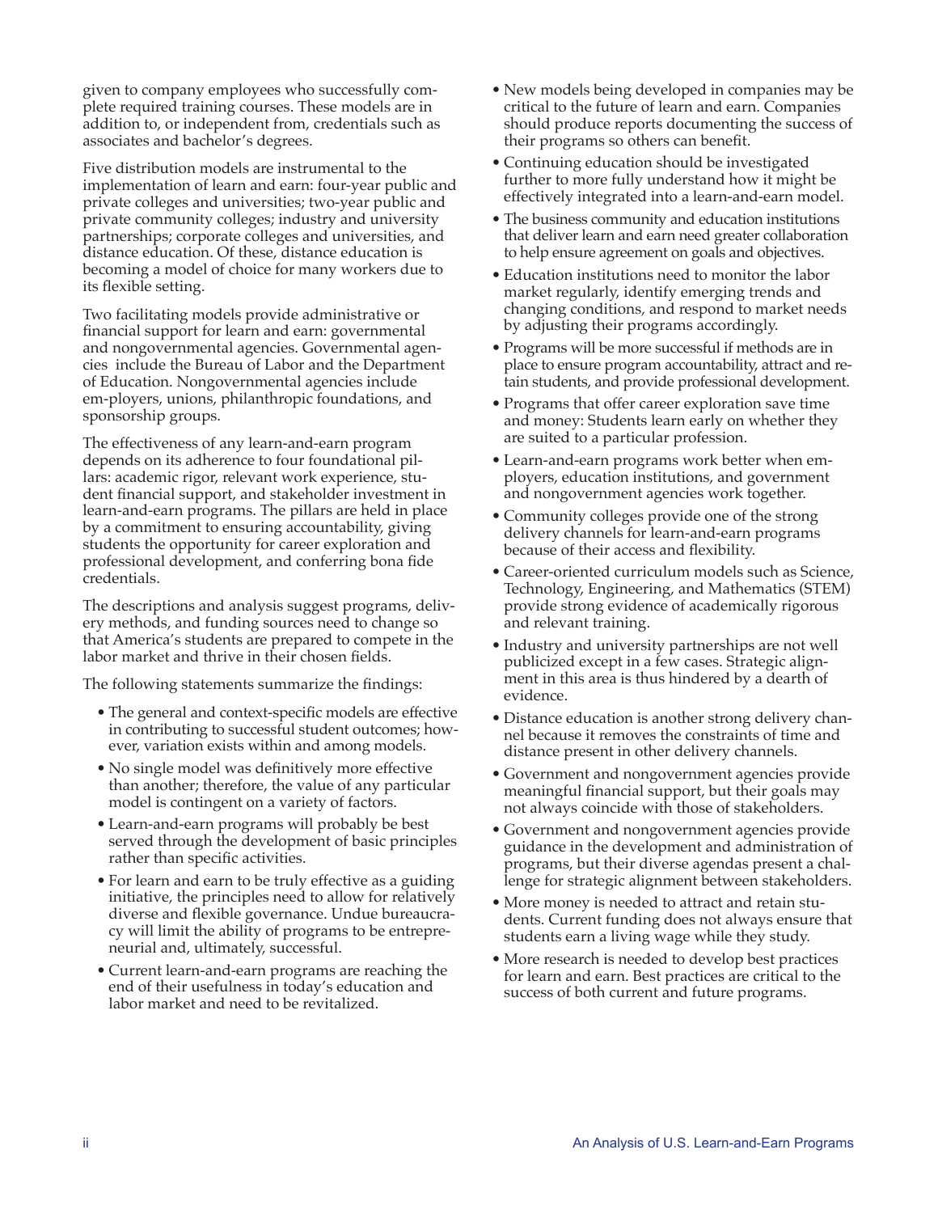given to company employees who successfully complete required training courses. These models are in addition to, or independent from, credentials such as associates and bachelor's degrees.

Five distribution models are instrumental to the implementation of learn and earn: four-year public and private colleges and universities; two-year public and private community colleges; industry and university partnerships; corporate colleges and universities, and distance education. Of these, distance education is becoming a model of choice for many workers due to its flexible setting.

Two facilitating models provide administrative or financial support for learn and earn: governmental and nongovernmental agencies. Governmental agencies include the Bureau of Labor and the Department of Education. Nongovernmental agencies include em-ployers, unions, philanthropic foundations, and sponsorship groups.

The effectiveness of any learn-and-earn program depends on its adherence to four foundational pillars: academic rigor, relevant work experience, student financial support, and stakeholder investment in learn-and-earn programs. The pillars are held in place by a commitment to ensuring accountability, giving students the opportunity for career exploration and professional development, and conferring bona fide credentials.

The descriptions and analysis suggest programs, delivery methods, and funding sources need to change so that America's students are prepared to compete in the labor market and thrive in their chosen fields.

The following statements summarize the findings:

- The general and context-specific models are effective in contributing to successful student outcomes; however, variation exists within and among models.
- No single model was definitively more effective than another; therefore, the value of any particular model is contingent on a variety of factors.
- Learn-and-earn programs will probably be best served through the development of basic principles rather than specific activities.
- For learn and earn to be truly effective as a guiding initiative, the principles need to allow for relatively diverse and flexible governance. Undue bureaucracy will limit the ability of programs to be entrepreneurial and, ultimately, successful.
- Current learn-and-earn programs are reaching the end of their usefulness in today's education and labor market and need to be revitalized.
- New models being developed in companies may be critical to the future of learn and earn. Companies should produce reports documenting the success of their programs so others can benefit.
- Continuing education should be investigated further to more fully understand how it might be effectively integrated into a learn-and-earn model.
- The business community and education institutions that deliver learn and earn need greater collaboration to help ensure agreement on goals and objectives.
- Education institutions need to monitor the labor market regularly, identify emerging trends and changing conditions, and respond to market needs by adjusting their programs accordingly.
- Programs will be more successful if methods are in place to ensure program accountability, attract and retain students, and provide professional development.
- Programs that offer career exploration save time and money: Students learn early on whether they are suited to a particular profession.
- Learn-and-earn programs work better when employers, education institutions, and government and nongovernment agencies work together.
- Community colleges provide one of the strong delivery channels for learn-and-earn programs because of their access and flexibility.
- Career-oriented curriculum models such as Science, Technology, Engineering, and Mathematics (STEM) provide strong evidence of academically rigorous and relevant training.
- Industry and university partnerships are not well publicized except in a few cases. Strategic alignment in this area is thus hindered by a dearth of evidence.
- Distance education is another strong delivery channel because it removes the constraints of time and distance present in other delivery channels.
- Government and nongovernment agencies provide meaningful financial support, but their goals may not always coincide with those of stakeholders.
- Government and nongovernment agencies provide guidance in the development and administration of programs, but their diverse agendas present a challenge for strategic alignment between stakeholders.
- More money is needed to attract and retain students. Current funding does not always ensure that students earn a living wage while they study.
- More research is needed to develop best practices for learn and earn. Best practices are critical to the success of both current and future programs.